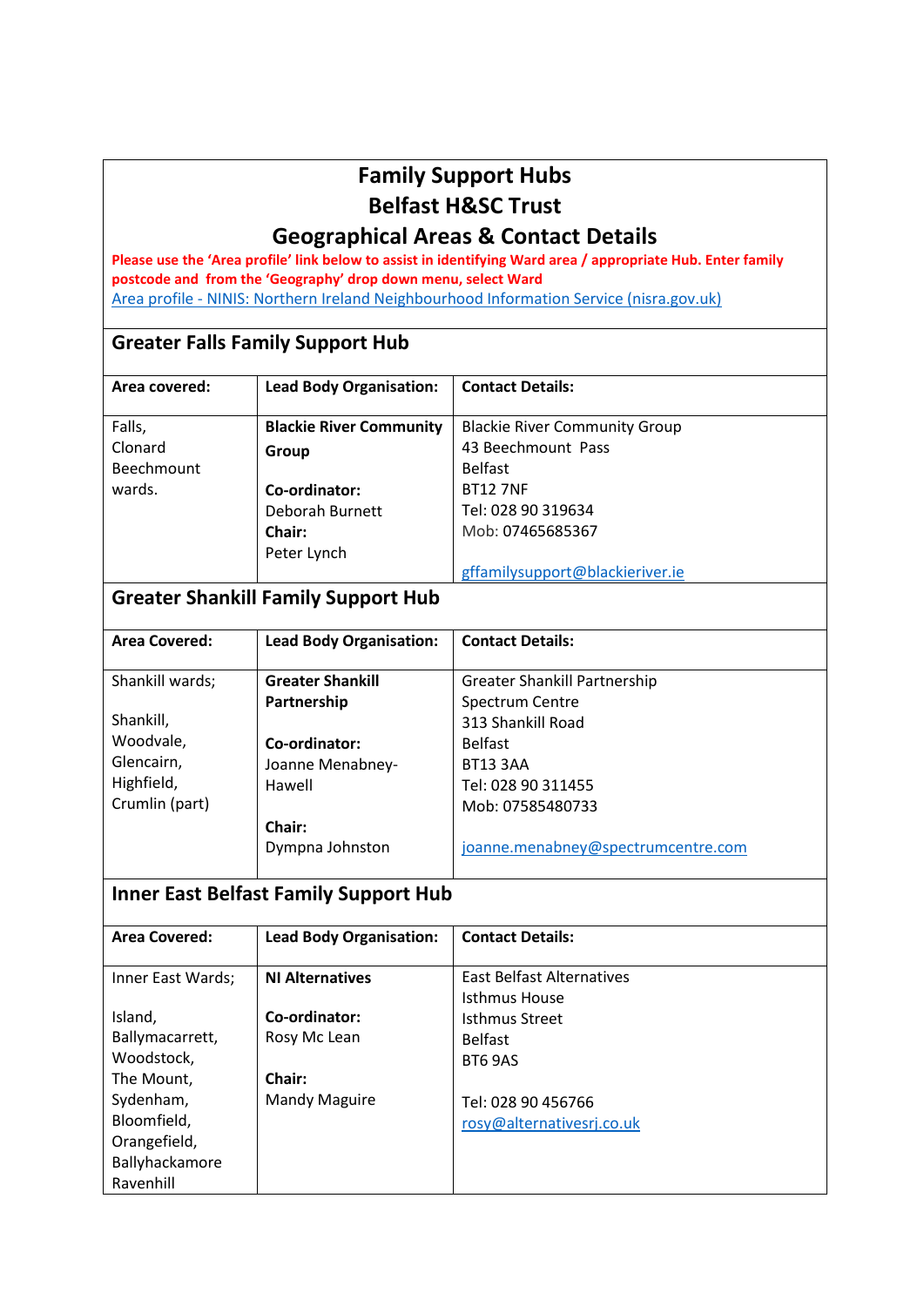# Family Support Hubs
# Belfast H&SC Trust
# Geographical Areas & Contact Details

**Please use the 'Area profile' link below to assist in identifying Ward area / appropriate Hub. Enter family postcode and from the 'Geography' drop down menu, select Ward**

Area profile - NINIS: Northern Ireland Neighbourhood Information Service (nisra.gov.uk)

## Greater Falls Family Support Hub

| Area covered: | Lead Body Organisation: | Contact Details: |
|---|---|---|
| Falls,<br>Clonard<br>Beechmount<br>wards. | **Blackie River Community Group**<br><br>**Co-ordinator:**<br>Deborah Burnett<br>**Chair:**<br>Peter Lynch | Blackie River Community Group<br>43 Beechmount Pass<br>Belfast<br>BT12 7NF<br>Tel: 028 90 319634<br>Mob: 07465685367<br><br>gffamilysupport@blackieriver.ie |

## Greater Shankill Family Support Hub

| Area Covered: | Lead Body Organisation: | Contact Details: |
|---|---|---|
| Shankill wards;<br><br>Shankill,<br>Woodvale,<br>Glencairn,<br>Highfield,<br>Crumlin (part) | **Greater Shankill Partnership**<br><br>**Co-ordinator:**<br>Joanne Menabney-Hawell<br><br>**Chair:**<br>Dympna Johnston | Greater Shankill Partnership<br>Spectrum Centre<br>313 Shankill Road<br>Belfast<br>BT13 3AA<br>Tel: 028 90 311455<br>Mob: 07585480733<br><br>joanne.menabney@spectrumcentre.com |

## Inner East Belfast Family Support Hub

| Area Covered: | Lead Body Organisation: | Contact Details: |
|---|---|---|
| Inner East Wards;<br><br>Island,<br>Ballymacarrett,<br>Woodstock,<br>The Mount,<br>Sydenham,<br>Bloomfield,<br>Orangefield,<br>Ballyhackamore<br>Ravenhill | **NI Alternatives**<br><br>**Co-ordinator:**<br>Rosy Mc Lean<br><br>**Chair:**<br>Mandy Maguire | East Belfast Alternatives<br>Isthmus House<br>Isthmus Street<br>Belfast<br>BT6 9AS<br><br>Tel: 028 90 456766<br>rosy@alternativesrj.co.uk |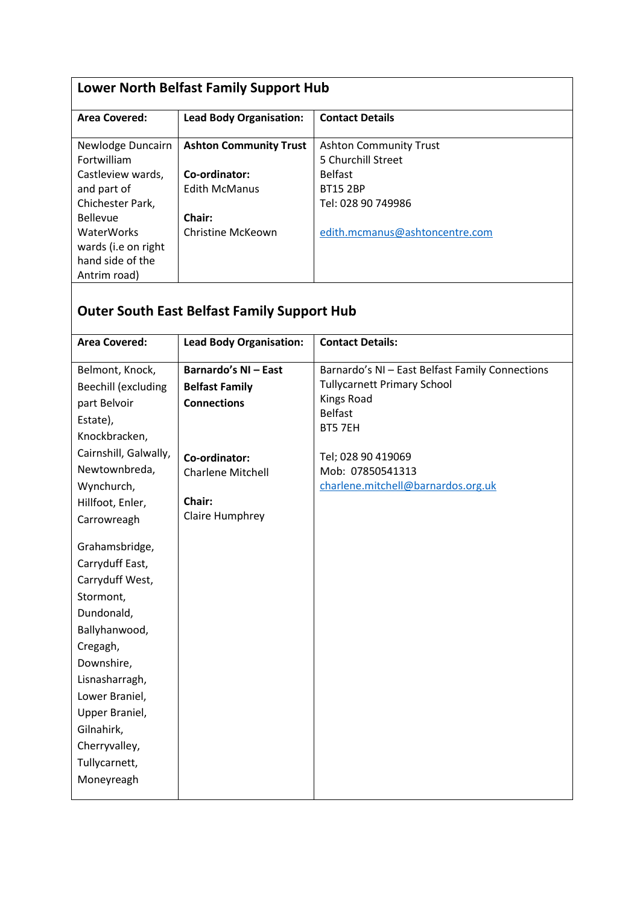## Lower North Belfast Family Support Hub

| Area Covered: | Lead Body Organisation: | Contact Details |
|---|---|---|
| Newlodge Duncairn Fortwilliam Castleview wards, and part of Chichester Park, Bellevue WaterWorks wards (i.e on right hand side of the Antrim road) | **Ashton Community Trust**<br><br>**Co-ordinator:**<br>Edith McManus<br><br>**Chair:**<br>Christine McKeown | Ashton Community Trust<br>5 Churchill Street<br>Belfast<br>BT15 2BP<br>Tel: 028 90 749986<br><br>edith.mcmanus@ashtoncentre.com |

## Outer South East Belfast Family Support Hub

| Area Covered: | Lead Body Organisation: | Contact Details: |
|---|---|---|
| Belmont, Knock, Beechill (excluding part Belvoir Estate), Knockbracken, Cairnshill, Galwally, Newtownbreda, Wynchurch, Hillfoot, Enler, Carrowreagh<br><br>Grahamsbridge, Carryduff East, Carryduff West, Stormont, Dundonald, Ballyhanwood, Cregagh, Downshire, Lisnasharragh, Lower Braniel, Upper Braniel, Gilnahirk, Cherryvalley, Tullycarnett, Moneyreagh | **Barnardo's NI – East Belfast Family Connections**<br><br>**Co-ordinator:**<br>Charlene Mitchell<br><br>**Chair:**<br>Claire Humphrey | Barnardo's NI – East Belfast Family Connections<br>Tullycarnett Primary School<br>Kings Road<br>Belfast<br>BT5 7EH<br><br>Tel; 028 90 419069<br>Mob: 07850541313<br>charlene.mitchell@barnardos.org.uk |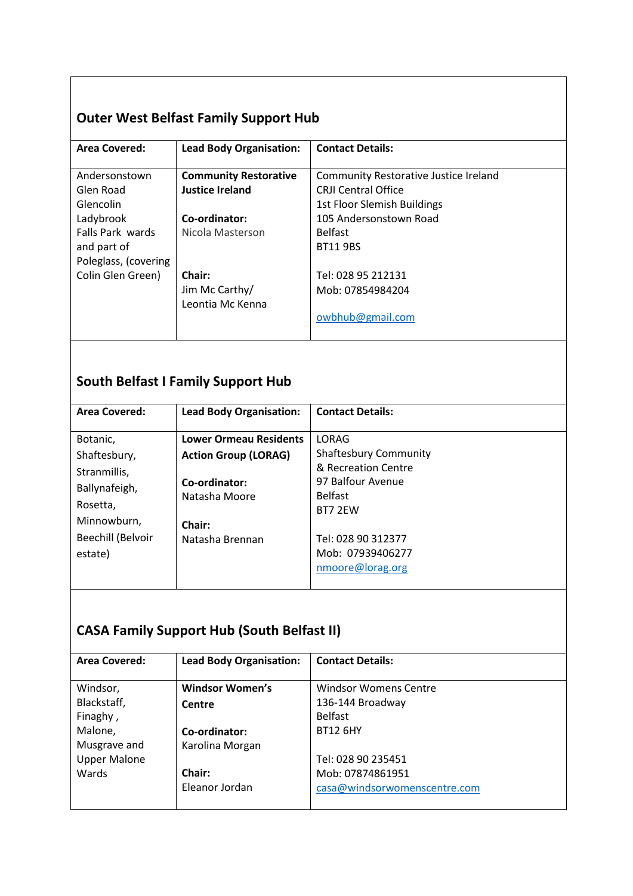## Outer West Belfast Family Support Hub

| Area Covered: | Lead Body Organisation: | Contact Details: |
|---|---|---|
| Andersonstown<br>Glen Road<br>Glencolin<br>Ladybrook<br>Falls Park wards and part of Poleglass, (covering Colin Glen Green) | **Community Restorative Justice Ireland**<br><br>**Co-ordinator:**<br>Nicola Masterson<br><br>**Chair:**<br>Jim Mc Carthy/ Leontia Mc Kenna | Community Restorative Justice Ireland<br>CRJI Central Office<br>1st Floor Slemish Buildings<br>105 Andersonstown Road<br>Belfast<br>BT11 9BS<br><br>Tel: 028 95 212131<br>Mob: 07854984204<br><br>owbhub@gmail.com |

## South Belfast I Family Support Hub

| Area Covered: | Lead Body Organisation: | Contact Details: |
|---|---|---|
| Botanic,<br>Shaftesbury,<br>Stranmillis,<br>Ballynafeigh,<br>Rosetta,<br>Minnowburn,<br>Beechill (Belvoir estate) | **Lower Ormeau Residents Action Group (LORAG)**<br><br>**Co-ordinator:**<br>Natasha Moore<br><br>**Chair:**<br>Natasha Brennan | LORAG<br>Shaftesbury Community & Recreation Centre<br>97 Balfour Avenue<br>Belfast<br>BT7 2EW<br><br>Tel: 028 90 312377<br>Mob: 07939406277<br>nmoore@lorag.org |

## CASA Family Support Hub (South Belfast II)

| Area Covered: | Lead Body Organisation: | Contact Details: |
|---|---|---|
| Windsor,<br>Blackstaff,<br>Finaghy ,<br>Malone,<br>Musgrave and Upper Malone Wards | **Windsor Women's Centre**<br><br>**Co-ordinator:**<br>Karolina Morgan<br><br>**Chair:**<br>Eleanor Jordan | Windsor Womens Centre<br>136-144 Broadway<br>Belfast<br>BT12 6HY<br><br>Tel: 028 90 235451<br>Mob: 07874861951<br>casa@windsorwomenscentre.com |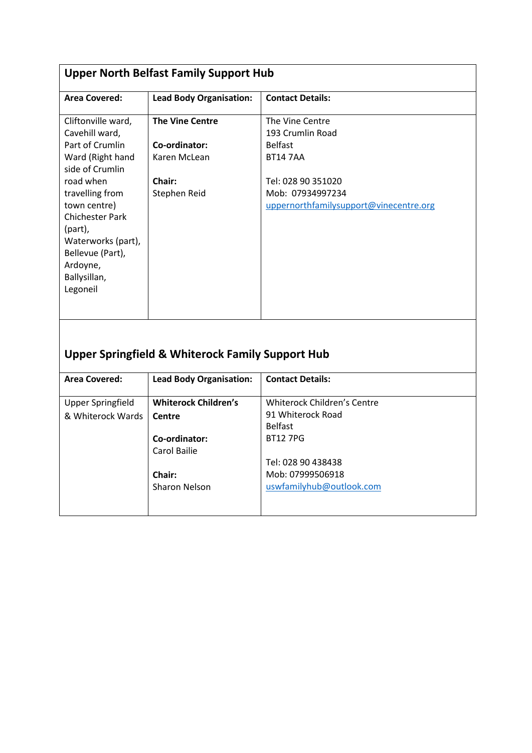## Upper North Belfast Family Support Hub

| Area Covered: | Lead Body Organisation: | Contact Details: |
|---|---|---|
| Cliftonville ward, Cavehill ward, Part of Crumlin Ward (Right hand side of Crumlin road when travelling from town centre) Chichester Park (part), Waterworks (part), Bellevue (Part), Ardoyne, Ballysillan, Legoneil | **The Vine Centre**<br><br>**Co-ordinator:**<br>Karen McLean<br><br>**Chair:**<br>Stephen Reid | The Vine Centre<br>193 Crumlin Road<br>Belfast<br>BT14 7AA<br><br>Tel: 028 90 351020<br>Mob: 07934997234<br>uppernorthfamilysupport@vinecentre.org |

## Upper Springfield & Whiterock Family Support Hub

| Area Covered: | Lead Body Organisation: | Contact Details: |
|---|---|---|
| Upper Springfield & Whiterock Wards | **Whiterock Children's Centre**<br><br>**Co-ordinator:**<br>Carol Bailie<br><br>**Chair:**<br>Sharon Nelson | Whiterock Children's Centre<br>91 Whiterock Road<br>Belfast<br>BT12 7PG<br><br>Tel: 028 90 438438<br>Mob: 07999506918<br>uswfamilyhub@outlook.com |